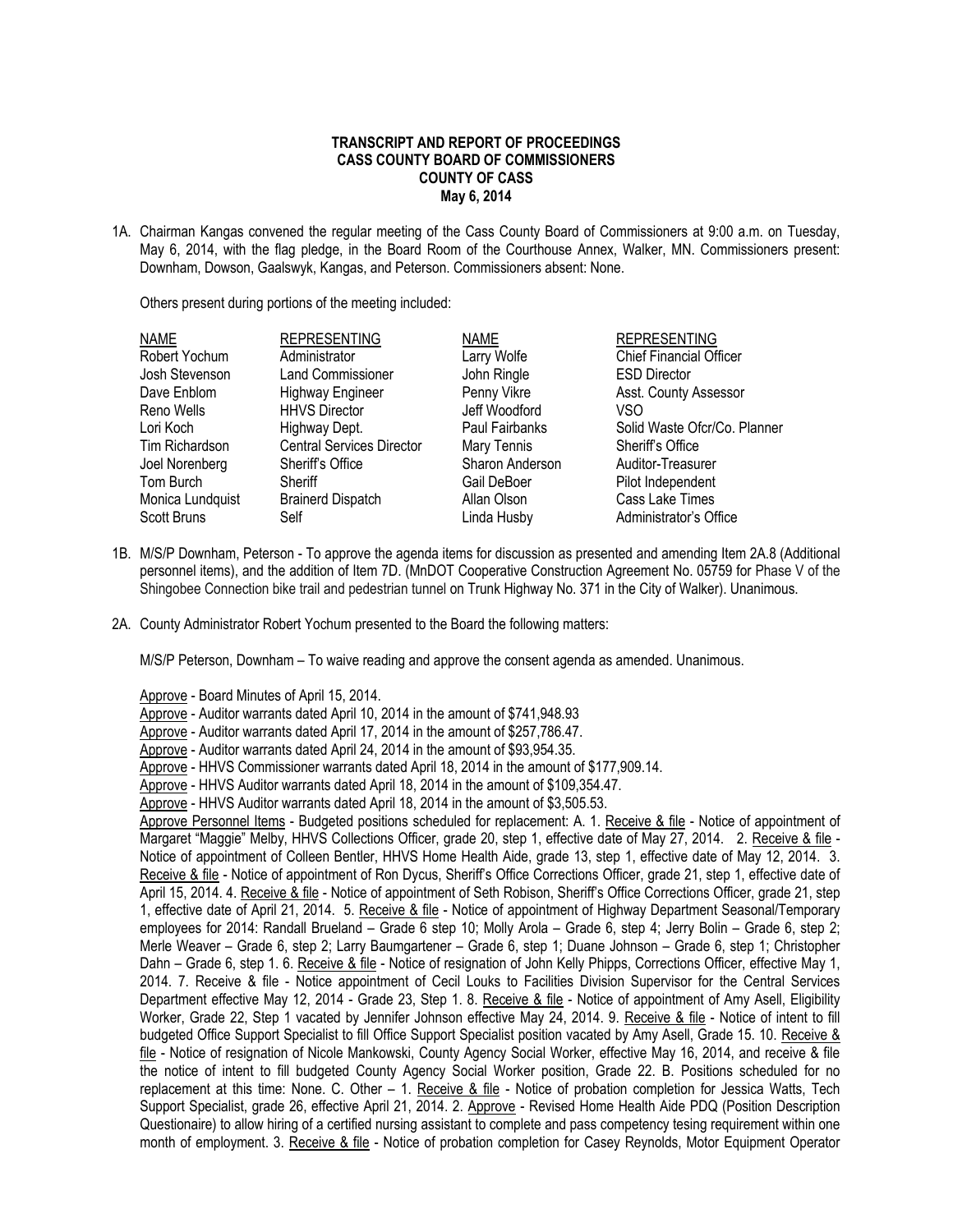**TRANSCRIPT AND REPORT OF PROCEEDINGS**
**CASS COUNTY BOARD OF COMMISSIONERS**
**COUNTY OF CASS**
**May 6, 2014**

1A. Chairman Kangas convened the regular meeting of the Cass County Board of Commissioners at 9:00 a.m. on Tuesday, May 6, 2014, with the flag pledge, in the Board Room of the Courthouse Annex, Walker, MN. Commissioners present: Downham, Dowson, Gaalswyk, Kangas, and Peterson. Commissioners absent: None.

Others present during portions of the meeting included:

| NAME | REPRESENTING | NAME | REPRESENTING |
|---|---|---|---|
| Robert Yochum | Administrator | Larry Wolfe | Chief Financial Officer |
| Josh Stevenson | Land Commissioner | John Ringle | ESD Director |
| Dave Enblom | Highway Engineer | Penny Vikre | Asst. County Assessor |
| Reno Wells | HHVS Director | Jeff Woodford | VSO |
| Lori Koch | Highway Dept. | Paul Fairbanks | Solid Waste Ofcr/Co. Planner |
| Tim Richardson | Central Services Director | Mary Tennis | Sheriff's Office |
| Joel Norenberg | Sheriff's Office | Sharon Anderson | Auditor-Treasurer |
| Tom Burch | Sheriff | Gail DeBoer | Pilot Independent |
| Monica Lundquist | Brainerd Dispatch | Allan Olson | Cass Lake Times |
| Scott Bruns | Self | Linda Husby | Administrator's Office |

1B. M/S/P Downham, Peterson - To approve the agenda items for discussion as presented and amending Item 2A.8 (Additional personnel items), and the addition of Item 7D. (MnDOT Cooperative Construction Agreement No. 05759 for Phase V of the Shingobee Connection bike trail and pedestrian tunnel on Trunk Highway No. 371 in the City of Walker). Unanimous.

2A. County Administrator Robert Yochum presented to the Board the following matters:

M/S/P Peterson, Downham – To waive reading and approve the consent agenda as amended. Unanimous.

Approve - Board Minutes of April 15, 2014.
Approve - Auditor warrants dated April 10, 2014 in the amount of $741,948.93
Approve - Auditor warrants dated April 17, 2014 in the amount of $257,786.47.
Approve - Auditor warrants dated April 24, 2014 in the amount of $93,954.35.
Approve - HHVS Commissioner warrants dated April 18, 2014 in the amount of $177,909.14.
Approve - HHVS Auditor warrants dated April 18, 2014 in the amount of $109,354.47.
Approve - HHVS Auditor warrants dated April 18, 2014 in the amount of $3,505.53.
Approve Personnel Items - Budgeted positions scheduled for replacement: A. 1. Receive & file - Notice of appointment of Margaret "Maggie" Melby, HHVS Collections Officer, grade 20, step 1, effective date of May 27, 2014. 2. Receive & file - Notice of appointment of Colleen Bentler, HHVS Home Health Aide, grade 13, step 1, effective date of May 12, 2014. 3. Receive & file - Notice of appointment of Ron Dycus, Sheriff's Office Corrections Officer, grade 21, step 1, effective date of April 15, 2014. 4. Receive & file - Notice of appointment of Seth Robison, Sheriff's Office Corrections Officer, grade 21, step 1, effective date of April 21, 2014. 5. Receive & file - Notice of appointment of Highway Department Seasonal/Temporary employees for 2014: Randall Brueland – Grade 6 step 10; Molly Arola – Grade 6, step 4; Jerry Bolin – Grade 6, step 2; Merle Weaver – Grade 6, step 2; Larry Baumgartener – Grade 6, step 1; Duane Johnson – Grade 6, step 1; Christopher Dahn – Grade 6, step 1. 6. Receive & file - Notice of resignation of John Kelly Phipps, Corrections Officer, effective May 1, 2014. 7. Receive & file - Notice appointment of Cecil Louks to Facilities Division Supervisor for the Central Services Department effective May 12, 2014 - Grade 23, Step 1. 8. Receive & file - Notice of appointment of Amy Asell, Eligibility Worker, Grade 22, Step 1 vacated by Jennifer Johnson effective May 24, 2014. 9. Receive & file - Notice of intent to fill budgeted Office Support Specialist to fill Office Support Specialist position vacated by Amy Asell, Grade 15. 10. Receive & file - Notice of resignation of Nicole Mankowski, County Agency Social Worker, effective May 16, 2014, and receive & file the notice of intent to fill budgeted County Agency Social Worker position, Grade 22. B. Positions scheduled for no replacement at this time: None. C. Other – 1. Receive & file - Notice of probation completion for Jessica Watts, Tech Support Specialist, grade 26, effective April 21, 2014. 2. Approve - Revised Home Health Aide PDQ (Position Description Questionaire) to allow hiring of a certified nursing assistant to complete and pass competency tesing requirement within one month of employment. 3. Receive & file - Notice of probation completion for Casey Reynolds, Motor Equipment Operator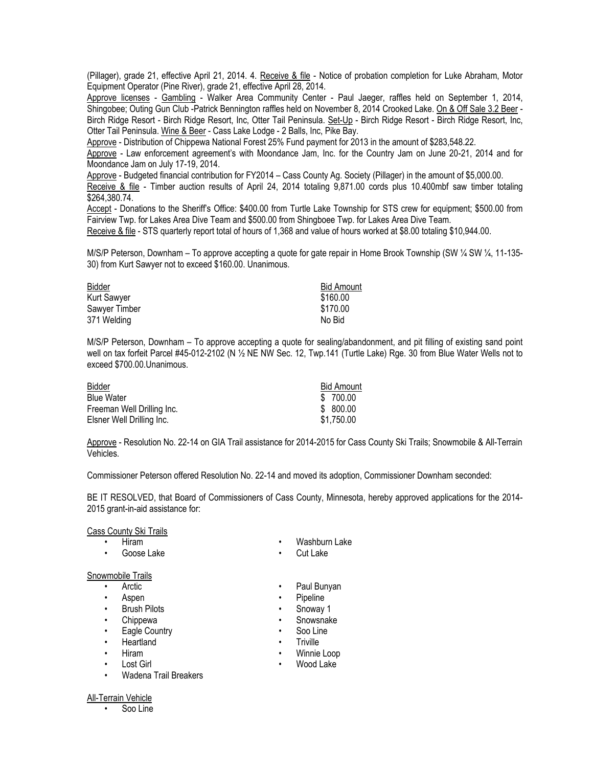(Pillager), grade 21, effective April 21, 2014. 4. Receive & file - Notice of probation completion for Luke Abraham, Motor Equipment Operator (Pine River), grade 21, effective April 28, 2014.

Approve licenses - Gambling - Walker Area Community Center - Paul Jaeger, raffles held on September 1, 2014, Shingobee; Outing Gun Club -Patrick Bennington raffles held on November 8, 2014 Crooked Lake. On & Off Sale 3.2 Beer - Birch Ridge Resort - Birch Ridge Resort, Inc, Otter Tail Peninsula. Set-Up - Birch Ridge Resort - Birch Ridge Resort, Inc, Otter Tail Peninsula. Wine & Beer - Cass Lake Lodge - 2 Balls, Inc, Pike Bay.

Approve - Distribution of Chippewa National Forest 25% Fund payment for 2013 in the amount of $283,548.22.

Approve - Law enforcement agreement's with Moondance Jam, Inc. for the Country Jam on June 20-21, 2014 and for Moondance Jam on July 17-19, 2014.

Approve - Budgeted financial contribution for FY2014 – Cass County Ag. Society (Pillager) in the amount of $5,000.00.

Receive & file - Timber auction results of April 24, 2014 totaling 9,871.00 cords plus 10.400mbf saw timber totaling $264,380.74.

Accept - Donations to the Sheriff's Office: $400.00 from Turtle Lake Township for STS crew for equipment; $500.00 from Fairview Twp. for Lakes Area Dive Team and $500.00 from Shingboee Twp. for Lakes Area Dive Team.

Receive & file - STS quarterly report total of hours of 1,368 and value of hours worked at $8.00 totaling $10,944.00.

M/S/P Peterson, Downham – To approve accepting a quote for gate repair in Home Brook Township (SW ¼ SW ¼, 11-135-30) from Kurt Sawyer not to exceed $160.00. Unanimous.

| Bidder | Bid Amount |
|---|---|
| Kurt Sawyer | $160.00 |
| Sawyer Timber | $170.00 |
| 371 Welding | No Bid |

M/S/P Peterson, Downham – To approve accepting a quote for sealing/abandonment, and pit filling of existing sand point well on tax forfeit Parcel #45-012-2102 (N ½ NE NW Sec. 12, Twp.141 (Turtle Lake) Rge. 30 from Blue Water Wells not to exceed $700.00.Unanimous.

| Bidder | Bid Amount |
|---|---|
| Blue Water | $ 700.00 |
| Freeman Well Drilling Inc. | $ 800.00 |
| Elsner Well Drilling Inc. | $1,750.00 |

Approve - Resolution No. 22-14 on GIA Trail assistance for 2014-2015 for Cass County Ski Trails; Snowmobile & All-Terrain Vehicles.

Commissioner Peterson offered Resolution No. 22-14 and moved its adoption, Commissioner Downham seconded:

BE IT RESOLVED, that Board of Commissioners of Cass County, Minnesota, hereby approved applications for the 2014-2015 grant-in-aid assistance for:

Cass County Ski Trails

- Hiram
- Goose Lake
- Washburn Lake
- Cut Lake

Snowmobile Trails

- Arctic
- Aspen
- Brush Pilots
- Chippewa
- Eagle Country
- Heartland
- Hiram
- Lost Girl
- Wadena Trail Breakers
- Paul Bunyan
- Pipeline
- Snoway 1
- Snowsnake
- Soo Line
- Triville
- Winnie Loop
- Wood Lake

All-Terrain Vehicle

- Soo Line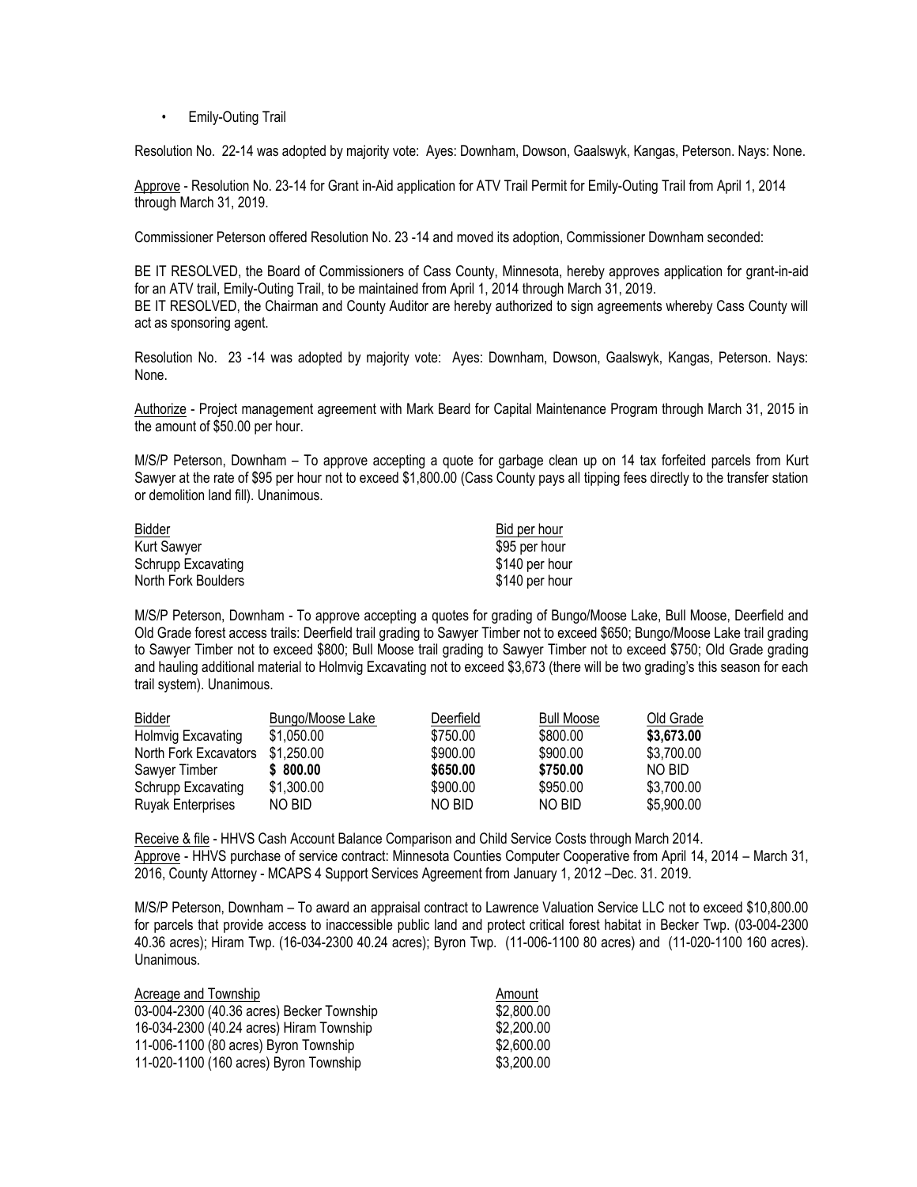- Emily-Outing Trail

Resolution No. 22-14 was adopted by majority vote: Ayes: Downham, Dowson, Gaalswyk, Kangas, Peterson. Nays: None.

Approve - Resolution No. 23-14 for Grant in-Aid application for ATV Trail Permit for Emily-Outing Trail from April 1, 2014 through March 31, 2019.

Commissioner Peterson offered Resolution No. 23 -14 and moved its adoption, Commissioner Downham seconded:

BE IT RESOLVED, the Board of Commissioners of Cass County, Minnesota, hereby approves application for grant-in-aid for an ATV trail, Emily-Outing Trail, to be maintained from April 1, 2014 through March 31, 2019.
BE IT RESOLVED, the Chairman and County Auditor are hereby authorized to sign agreements whereby Cass County will act as sponsoring agent.

Resolution No. 23 -14 was adopted by majority vote: Ayes: Downham, Dowson, Gaalswyk, Kangas, Peterson. Nays: None.

Authorize - Project management agreement with Mark Beard for Capital Maintenance Program through March 31, 2015 in the amount of $50.00 per hour.

M/S/P Peterson, Downham – To approve accepting a quote for garbage clean up on 14 tax forfeited parcels from Kurt Sawyer at the rate of $95 per hour not to exceed $1,800.00 (Cass County pays all tipping fees directly to the transfer station or demolition land fill). Unanimous.

| Bidder | Bid per hour |
|---|---|
| Kurt Sawyer | $95 per hour |
| Schrupp Excavating | $140 per hour |
| North Fork Boulders | $140 per hour |

M/S/P Peterson, Downham - To approve accepting a quotes for grading of Bungo/Moose Lake, Bull Moose, Deerfield and Old Grade forest access trails: Deerfield trail grading to Sawyer Timber not to exceed $650; Bungo/Moose Lake trail grading to Sawyer Timber not to exceed $800; Bull Moose trail grading to Sawyer Timber not to exceed $750; Old Grade grading and hauling additional material to Holmvig Excavating not to exceed $3,673 (there will be two grading's this season for each trail system). Unanimous.

| Bidder | Bungo/Moose Lake | Deerfield | Bull Moose | Old Grade |
|---|---|---|---|---|
| Holmvig Excavating | $1,050.00 | $750.00 | $800.00 | **$3,673.00** |
| North Fork Excavators | $1,250.00 | $900.00 | $900.00 | $3,700.00 |
| Sawyer Timber | **$ 800.00** | **$650.00** | **$750.00** | NO BID |
| Schrupp Excavating | $1,300.00 | $900.00 | $950.00 | $3,700.00 |
| Ruyak Enterprises | NO BID | NO BID | NO BID | $5,900.00 |

Receive & file - HHVS Cash Account Balance Comparison and Child Service Costs through March 2014.
Approve - HHVS purchase of service contract: Minnesota Counties Computer Cooperative from April 14, 2014 – March 31, 2016, County Attorney - MCAPS 4 Support Services Agreement from January 1, 2012 –Dec. 31. 2019.

M/S/P Peterson, Downham – To award an appraisal contract to Lawrence Valuation Service LLC not to exceed $10,800.00 for parcels that provide access to inaccessible public land and protect critical forest habitat in Becker Twp. (03-004-2300 40.36 acres); Hiram Twp. (16-034-2300 40.24 acres); Byron Twp. (11-006-1100 80 acres) and (11-020-1100 160 acres). Unanimous.

| Acreage and Township | Amount |
|---|---|
| 03-004-2300 (40.36 acres) Becker Township | $2,800.00 |
| 16-034-2300 (40.24 acres) Hiram Township | $2,200.00 |
| 11-006-1100 (80 acres) Byron Township | $2,600.00 |
| 11-020-1100 (160 acres) Byron Township | $3,200.00 |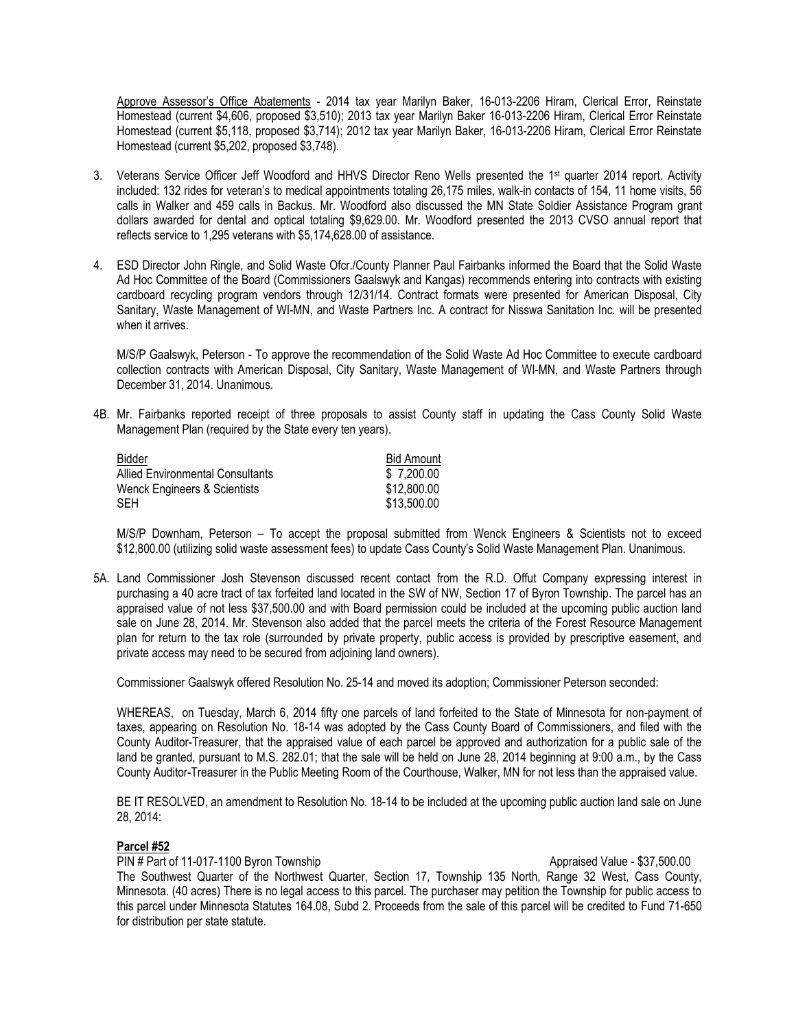Approve Assessor's Office Abatements - 2014 tax year Marilyn Baker, 16-013-2206 Hiram, Clerical Error, Reinstate Homestead (current $4,606, proposed $3,510); 2013 tax year Marilyn Baker 16-013-2206 Hiram, Clerical Error Reinstate Homestead (current $5,118, proposed $3,714); 2012 tax year Marilyn Baker, 16-013-2206 Hiram, Clerical Error Reinstate Homestead (current $5,202, proposed $3,748).

3. Veterans Service Officer Jeff Woodford and HHVS Director Reno Wells presented the 1st quarter 2014 report. Activity included: 132 rides for veteran's to medical appointments totaling 26,175 miles, walk-in contacts of 154, 11 home visits, 56 calls in Walker and 459 calls in Backus. Mr. Woodford also discussed the MN State Soldier Assistance Program grant dollars awarded for dental and optical totaling $9,629.00. Mr. Woodford presented the 2013 CVSO annual report that reflects service to 1,295 veterans with $5,174,628.00 of assistance.

4. ESD Director John Ringle, and Solid Waste Ofcr./County Planner Paul Fairbanks informed the Board that the Solid Waste Ad Hoc Committee of the Board (Commissioners Gaalswyk and Kangas) recommends entering into contracts with existing cardboard recycling program vendors through 12/31/14. Contract formats were presented for American Disposal, City Sanitary, Waste Management of WI-MN, and Waste Partners Inc. A contract for Nisswa Sanitation Inc. will be presented when it arrives.

M/S/P Gaalswyk, Peterson - To approve the recommendation of the Solid Waste Ad Hoc Committee to execute cardboard collection contracts with American Disposal, City Sanitary, Waste Management of WI-MN, and Waste Partners through December 31, 2014. Unanimous.

4B. Mr. Fairbanks reported receipt of three proposals to assist County staff in updating the Cass County Solid Waste Management Plan (required by the State every ten years).

| Bidder | Bid Amount |
|---|---|
| Allied Environmental Consultants | $ 7,200.00 |
| Wenck Engineers & Scientists | $12,800.00 |
| SEH | $13,500.00 |

M/S/P Downham, Peterson – To accept the proposal submitted from Wenck Engineers & Scientists not to exceed $12,800.00 (utilizing solid waste assessment fees) to update Cass County's Solid Waste Management Plan. Unanimous.

5A. Land Commissioner Josh Stevenson discussed recent contact from the R.D. Offut Company expressing interest in purchasing a 40 acre tract of tax forfeited land located in the SW of NW, Section 17 of Byron Township. The parcel has an appraised value of not less $37,500.00 and with Board permission could be included at the upcoming public auction land sale on June 28, 2014. Mr. Stevenson also added that the parcel meets the criteria of the Forest Resource Management plan for return to the tax role (surrounded by private property, public access is provided by prescriptive easement, and private access may need to be secured from adjoining land owners).

Commissioner Gaalswyk offered Resolution No. 25-14 and moved its adoption; Commissioner Peterson seconded:

WHEREAS, on Tuesday, March 6, 2014 fifty one parcels of land forfeited to the State of Minnesota for non-payment of taxes, appearing on Resolution No. 18-14 was adopted by the Cass County Board of Commissioners, and filed with the County Auditor-Treasurer, that the appraised value of each parcel be approved and authorization for a public sale of the land be granted, pursuant to M.S. 282.01; that the sale will be held on June 28, 2014 beginning at 9:00 a.m., by the Cass County Auditor-Treasurer in the Public Meeting Room of the Courthouse, Walker, MN for not less than the appraised value.

BE IT RESOLVED, an amendment to Resolution No. 18-14 to be included at the upcoming public auction land sale on June 28, 2014:

**Parcel #52**

PIN # Part of 11-017-1100 Byron Township Appraised Value - $37,500.00

The Southwest Quarter of the Northwest Quarter, Section 17, Township 135 North, Range 32 West, Cass County, Minnesota. (40 acres) There is no legal access to this parcel. The purchaser may petition the Township for public access to this parcel under Minnesota Statutes 164.08, Subd 2. Proceeds from the sale of this parcel will be credited to Fund 71-650 for distribution per state statute.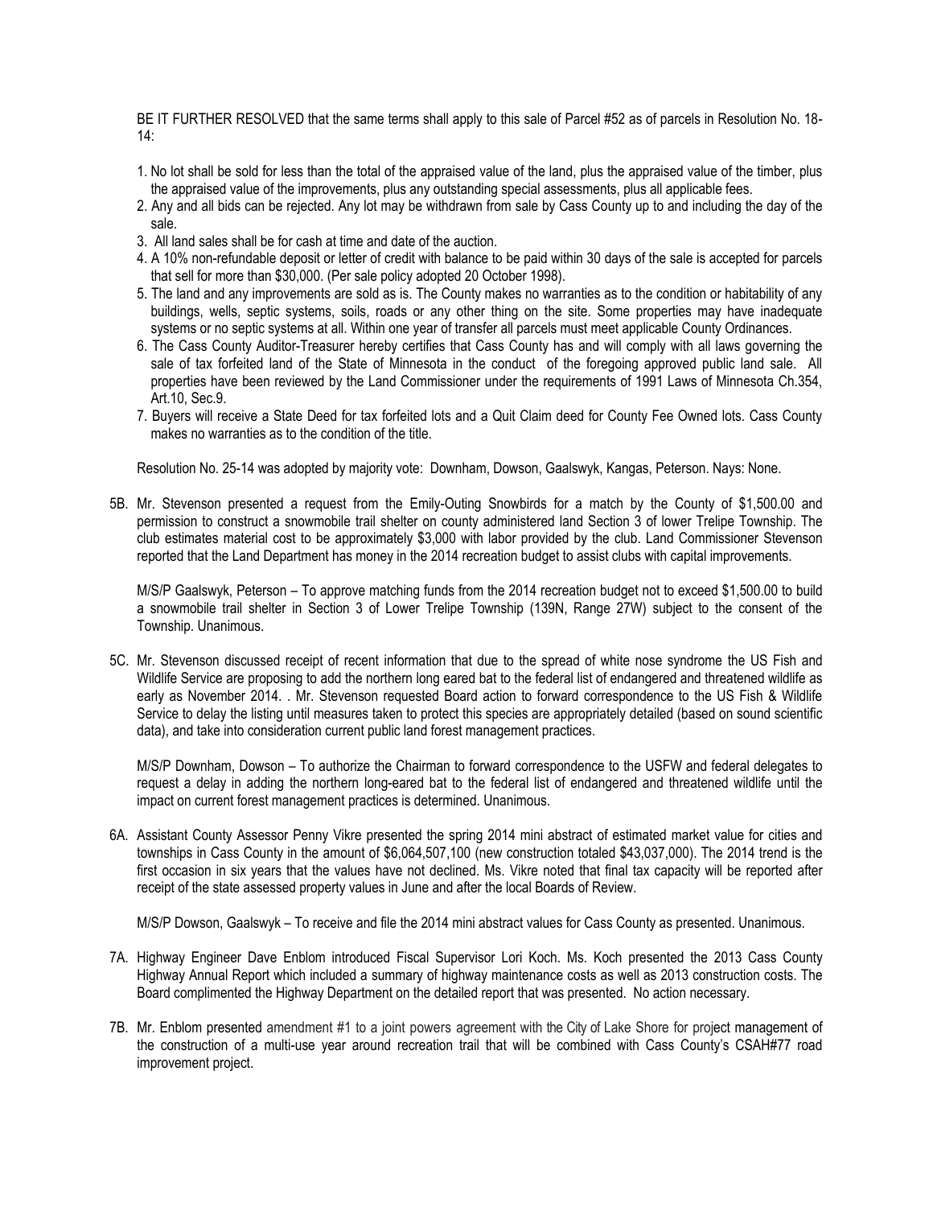BE IT FURTHER RESOLVED that the same terms shall apply to this sale of Parcel #52 as of parcels in Resolution No. 18-14:

1. No lot shall be sold for less than the total of the appraised value of the land, plus the appraised value of the timber, plus the appraised value of the improvements, plus any outstanding special assessments, plus all applicable fees.
2. Any and all bids can be rejected. Any lot may be withdrawn from sale by Cass County up to and including the day of the sale.
3. All land sales shall be for cash at time and date of the auction.
4. A 10% non-refundable deposit or letter of credit with balance to be paid within 30 days of the sale is accepted for parcels that sell for more than $30,000. (Per sale policy adopted 20 October 1998).
5. The land and any improvements are sold as is. The County makes no warranties as to the condition or habitability of any buildings, wells, septic systems, soils, roads or any other thing on the site. Some properties may have inadequate systems or no septic systems at all. Within one year of transfer all parcels must meet applicable County Ordinances.
6. The Cass County Auditor-Treasurer hereby certifies that Cass County has and will comply with all laws governing the sale of tax forfeited land of the State of Minnesota in the conduct of the foregoing approved public land sale. All properties have been reviewed by the Land Commissioner under the requirements of 1991 Laws of Minnesota Ch.354, Art.10, Sec.9.
7. Buyers will receive a State Deed for tax forfeited lots and a Quit Claim deed for County Fee Owned lots. Cass County makes no warranties as to the condition of the title.

Resolution No. 25-14 was adopted by majority vote: Downham, Dowson, Gaalswyk, Kangas, Peterson. Nays: None.

5B. Mr. Stevenson presented a request from the Emily-Outing Snowbirds for a match by the County of $1,500.00 and permission to construct a snowmobile trail shelter on county administered land Section 3 of lower Trelipe Township. The club estimates material cost to be approximately $3,000 with labor provided by the club. Land Commissioner Stevenson reported that the Land Department has money in the 2014 recreation budget to assist clubs with capital improvements.

M/S/P Gaalswyk, Peterson – To approve matching funds from the 2014 recreation budget not to exceed $1,500.00 to build a snowmobile trail shelter in Section 3 of Lower Trelipe Township (139N, Range 27W) subject to the consent of the Township. Unanimous.

5C. Mr. Stevenson discussed receipt of recent information that due to the spread of white nose syndrome the US Fish and Wildlife Service are proposing to add the northern long eared bat to the federal list of endangered and threatened wildlife as early as November 2014. . Mr. Stevenson requested Board action to forward correspondence to the US Fish & Wildlife Service to delay the listing until measures taken to protect this species are appropriately detailed (based on sound scientific data), and take into consideration current public land forest management practices.

M/S/P Downham, Dowson – To authorize the Chairman to forward correspondence to the USFW and federal delegates to request a delay in adding the northern long-eared bat to the federal list of endangered and threatened wildlife until the impact on current forest management practices is determined. Unanimous.

6A. Assistant County Assessor Penny Vikre presented the spring 2014 mini abstract of estimated market value for cities and townships in Cass County in the amount of $6,064,507,100 (new construction totaled $43,037,000). The 2014 trend is the first occasion in six years that the values have not declined. Ms. Vikre noted that final tax capacity will be reported after receipt of the state assessed property values in June and after the local Boards of Review.

M/S/P Dowson, Gaalswyk – To receive and file the 2014 mini abstract values for Cass County as presented. Unanimous.

7A. Highway Engineer Dave Enblom introduced Fiscal Supervisor Lori Koch. Ms. Koch presented the 2013 Cass County Highway Annual Report which included a summary of highway maintenance costs as well as 2013 construction costs. The Board complimented the Highway Department on the detailed report that was presented. No action necessary.

7B. Mr. Enblom presented amendment #1 to a joint powers agreement with the City of Lake Shore for project management of the construction of a multi-use year around recreation trail that will be combined with Cass County's CSAH#77 road improvement project.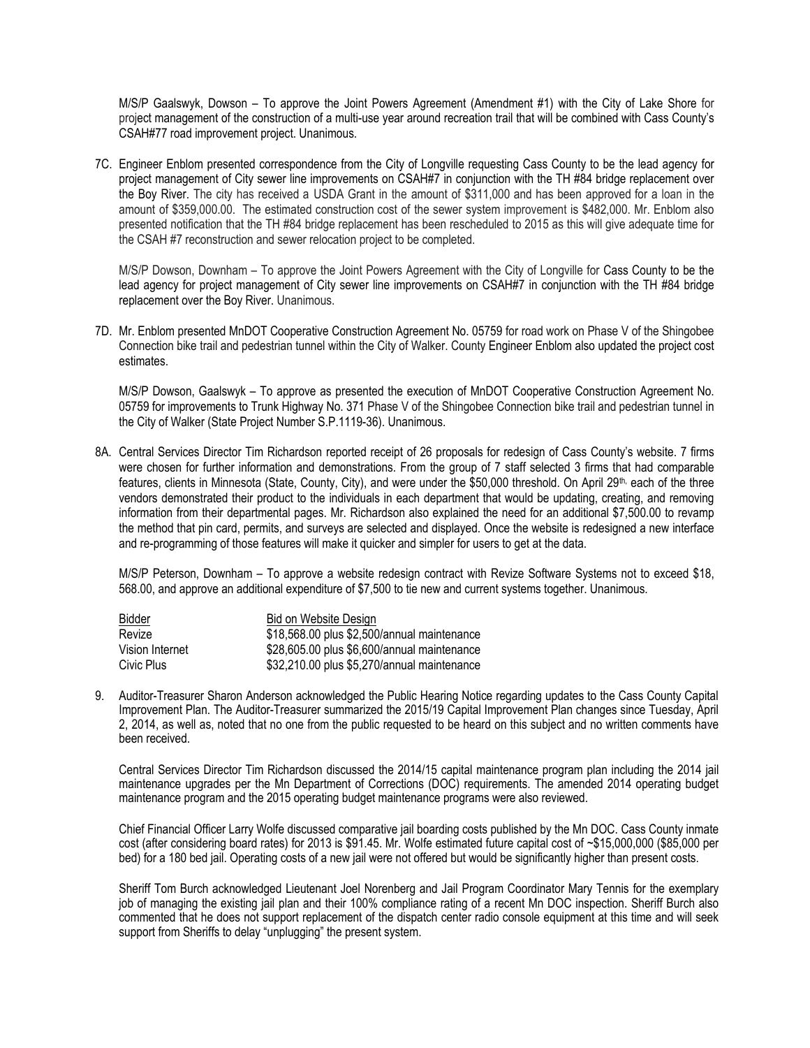M/S/P Gaalswyk, Dowson – To approve the Joint Powers Agreement (Amendment #1) with the City of Lake Shore for project management of the construction of a multi-use year around recreation trail that will be combined with Cass County's CSAH#77 road improvement project. Unanimous.

7C. Engineer Enblom presented correspondence from the City of Longville requesting Cass County to be the lead agency for project management of City sewer line improvements on CSAH#7 in conjunction with the TH #84 bridge replacement over the Boy River. The city has received a USDA Grant in the amount of $311,000 and has been approved for a loan in the amount of $359,000.00. The estimated construction cost of the sewer system improvement is $482,000. Mr. Enblom also presented notification that the TH #84 bridge replacement has been rescheduled to 2015 as this will give adequate time for the CSAH #7 reconstruction and sewer relocation project to be completed.

M/S/P Dowson, Downham – To approve the Joint Powers Agreement with the City of Longville for Cass County to be the lead agency for project management of City sewer line improvements on CSAH#7 in conjunction with the TH #84 bridge replacement over the Boy River. Unanimous.

7D. Mr. Enblom presented MnDOT Cooperative Construction Agreement No. 05759 for road work on Phase V of the Shingobee Connection bike trail and pedestrian tunnel within the City of Walker. County Engineer Enblom also updated the project cost estimates.

M/S/P Dowson, Gaalswyk – To approve as presented the execution of MnDOT Cooperative Construction Agreement No. 05759 for improvements to Trunk Highway No. 371 Phase V of the Shingobee Connection bike trail and pedestrian tunnel in the City of Walker (State Project Number S.P.1119-36). Unanimous.

8A. Central Services Director Tim Richardson reported receipt of 26 proposals for redesign of Cass County's website. 7 firms were chosen for further information and demonstrations. From the group of 7 staff selected 3 firms that had comparable features, clients in Minnesota (State, County, City), and were under the $50,000 threshold. On April 29th, each of the three vendors demonstrated their product to the individuals in each department that would be updating, creating, and removing information from their departmental pages. Mr. Richardson also explained the need for an additional $7,500.00 to revamp the method that pin card, permits, and surveys are selected and displayed. Once the website is redesigned a new interface and re-programming of those features will make it quicker and simpler for users to get at the data.

M/S/P Peterson, Downham – To approve a website redesign contract with Revize Software Systems not to exceed $18, 568.00, and approve an additional expenditure of $7,500 to tie new and current systems together. Unanimous.

| Bidder | Bid on Website Design |
|---|---|
| Revize | $18,568.00 plus $2,500/annual maintenance |
| Vision Internet | $28,605.00 plus $6,600/annual maintenance |
| Civic Plus | $32,210.00 plus $5,270/annual maintenance |

9. Auditor-Treasurer Sharon Anderson acknowledged the Public Hearing Notice regarding updates to the Cass County Capital Improvement Plan. The Auditor-Treasurer summarized the 2015/19 Capital Improvement Plan changes since Tuesday, April 2, 2014, as well as, noted that no one from the public requested to be heard on this subject and no written comments have been received.

Central Services Director Tim Richardson discussed the 2014/15 capital maintenance program plan including the 2014 jail maintenance upgrades per the Mn Department of Corrections (DOC) requirements. The amended 2014 operating budget maintenance program and the 2015 operating budget maintenance programs were also reviewed.

Chief Financial Officer Larry Wolfe discussed comparative jail boarding costs published by the Mn DOC. Cass County inmate cost (after considering board rates) for 2013 is $91.45. Mr. Wolfe estimated future capital cost of ~$15,000,000 ($85,000 per bed) for a 180 bed jail. Operating costs of a new jail were not offered but would be significantly higher than present costs.

Sheriff Tom Burch acknowledged Lieutenant Joel Norenberg and Jail Program Coordinator Mary Tennis for the exemplary job of managing the existing jail plan and their 100% compliance rating of a recent Mn DOC inspection. Sheriff Burch also commented that he does not support replacement of the dispatch center radio console equipment at this time and will seek support from Sheriffs to delay "unplugging" the present system.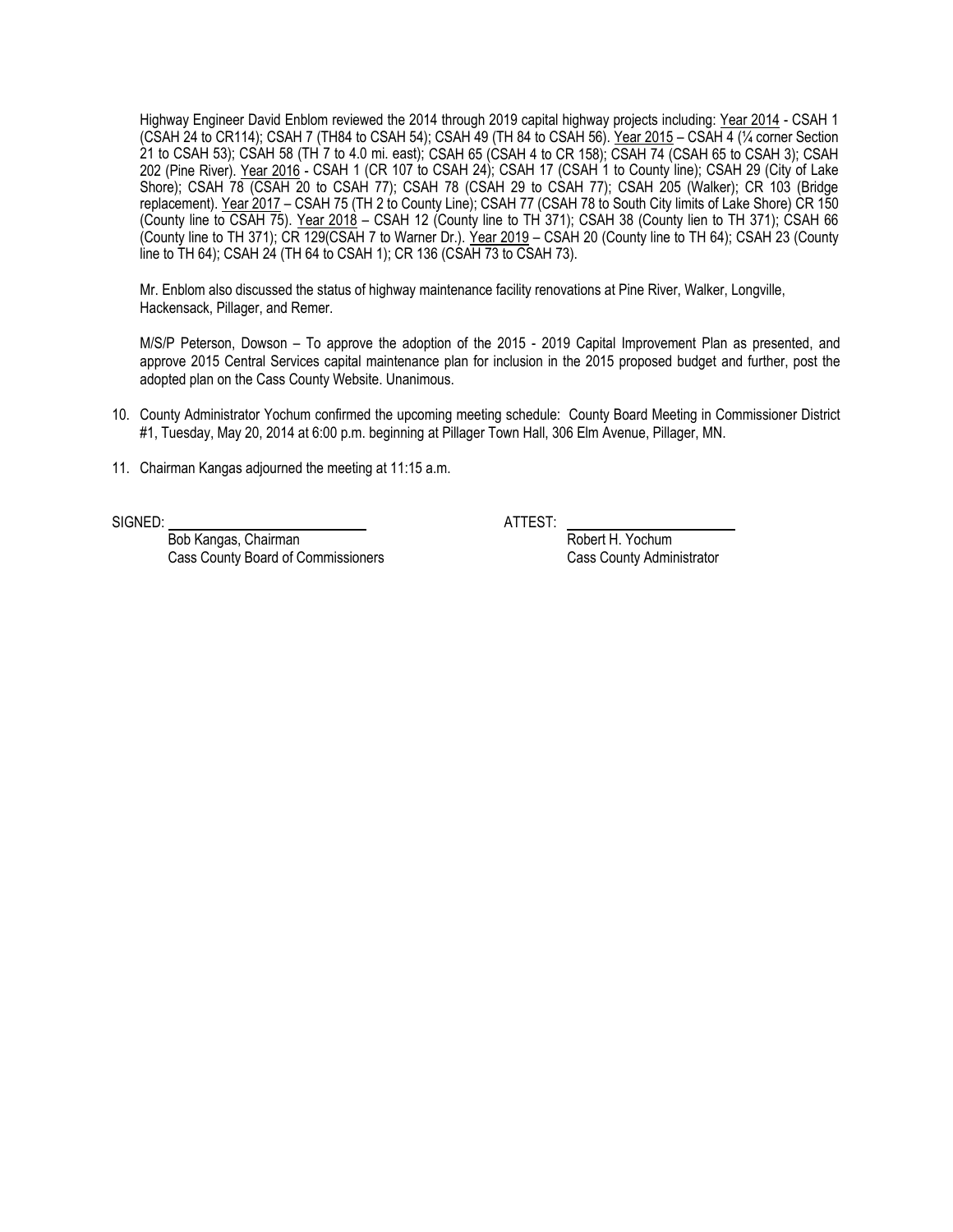Highway Engineer David Enblom reviewed the 2014 through 2019 capital highway projects including: Year 2014 - CSAH 1 (CSAH 24 to CR114); CSAH 7 (TH84 to CSAH 54); CSAH 49 (TH 84 to CSAH 56). Year 2015 – CSAH 4 (¼ corner Section 21 to CSAH 53); CSAH 58 (TH 7 to 4.0 mi. east); CSAH 65 (CSAH 4 to CR 158); CSAH 74 (CSAH 65 to CSAH 3); CSAH 202 (Pine River). Year 2016 - CSAH 1 (CR 107 to CSAH 24); CSAH 17 (CSAH 1 to County line); CSAH 29 (City of Lake Shore); CSAH 78 (CSAH 20 to CSAH 77); CSAH 78 (CSAH 29 to CSAH 77); CSAH 205 (Walker); CR 103 (Bridge replacement). Year 2017 – CSAH 75 (TH 2 to County Line); CSAH 77 (CSAH 78 to South City limits of Lake Shore) CR 150 (County line to CSAH 75). Year 2018 – CSAH 12 (County line to TH 371); CSAH 38 (County lien to TH 371); CSAH 66 (County line to TH 371); CR 129(CSAH 7 to Warner Dr.). Year 2019 – CSAH 20 (County line to TH 64); CSAH 23 (County line to TH 64); CSAH 24 (TH 64 to CSAH 1); CR 136 (CSAH 73 to CSAH 73).

Mr. Enblom also discussed the status of highway maintenance facility renovations at Pine River, Walker, Longville, Hackensack, Pillager, and Remer.

M/S/P Peterson, Dowson – To approve the adoption of the 2015 - 2019 Capital Improvement Plan as presented, and approve 2015 Central Services capital maintenance plan for inclusion in the 2015 proposed budget and further, post the adopted plan on the Cass County Website. Unanimous.

10. County Administrator Yochum confirmed the upcoming meeting schedule: County Board Meeting in Commissioner District #1, Tuesday, May 20, 2014 at 6:00 p.m. beginning at Pillager Town Hall, 306 Elm Avenue, Pillager, MN.

11. Chairman Kangas adjourned the meeting at 11:15 a.m.

SIGNED: ___________________________

Bob Kangas, Chairman
Cass County Board of Commissioners

ATTEST: ___________________________

Robert H. Yochum
Cass County Administrator